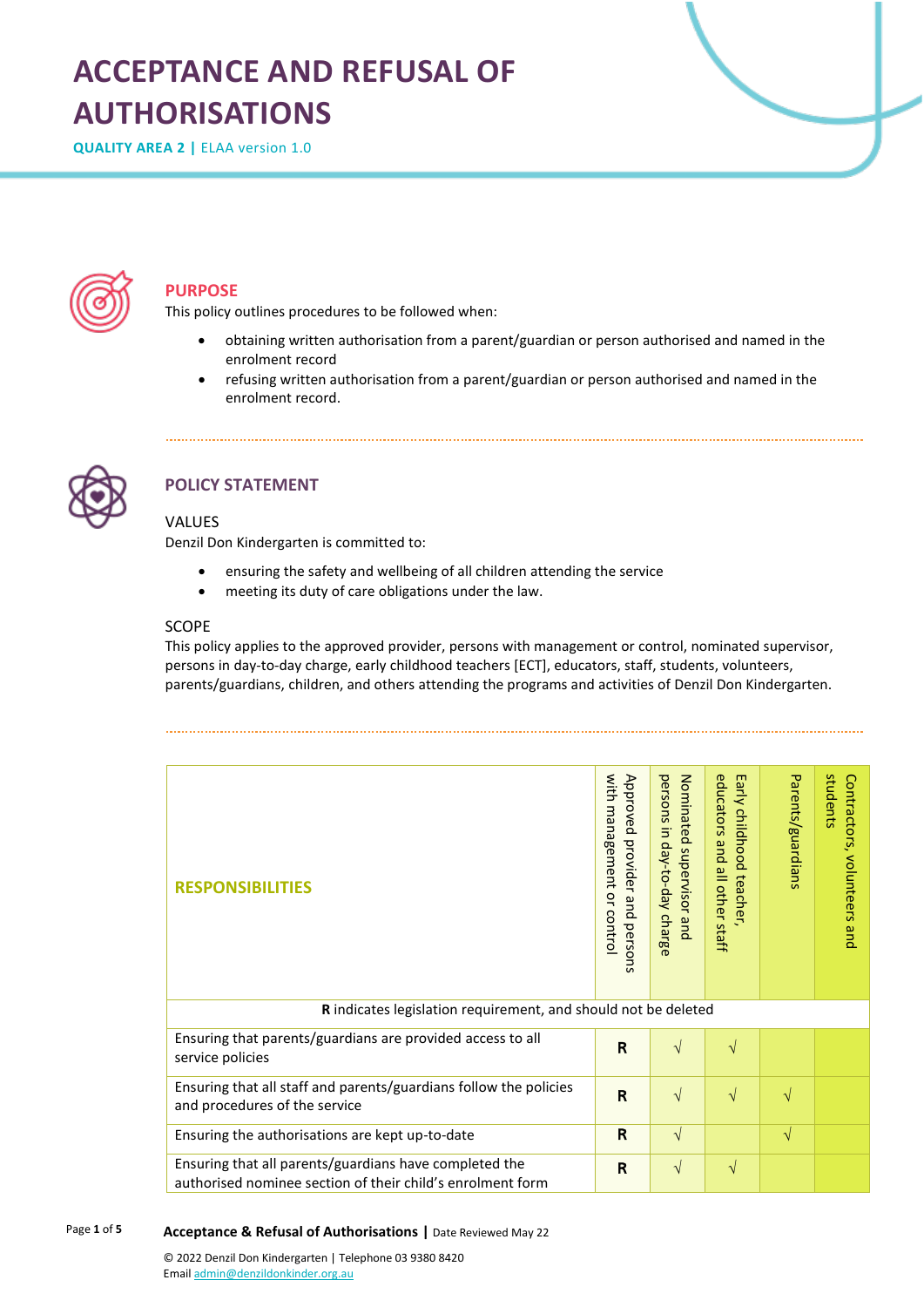# ACCEPTANCE AND REFUSAL OF AUTHORISATIONS

**QUALITY AREA 2 |** ELAA version 1.0

## PURPOSE

This policy outlines procedures to be followed when:

- obtaining written authorisation from a parent/guardian or person authorised and named in the enrolment record
- refusing written authorisation from a parent/guardian or person authorised and named in the enrolment record.

## POLICY STATEMENT

### VALUES

Denzil Don Kindergarten is committed to:

- ensuring the safety and wellbeing of all children attending the service
- meeting its duty of care obligations under the law.

### SCOPE

This policy applies to the approved provider, persons with management or control, nominated supervisor, persons in day-to-day charge, early childhood teachers [ECT], educators, staff, students, volunteers, parents/guardians, children, and others attending the programs and activities of Denzil Don Kindergarten.

| RESPONSIBILITIES | Approved provider and persons with management or control | Nominated supervisor and persons in day-to-day charge | Early childhood teacher, educators and all other staff | Parents/guardians | Contractors, volunteers and students |
|---|---|---|---|---|---|
| **R** indicates legislation requirement, and should not be deleted | | | | | |
| Ensuring that parents/guardians are provided access to all service policies | **R** | √ | √ | | |
| Ensuring that all staff and parents/guardians follow the policies and procedures of the service | **R** | √ | √ | √ | |
| Ensuring the authorisations are kept up-to-date | **R** | √ | | √ | |
| Ensuring that all parents/guardians have completed the authorised nominee section of their child's enrolment form | **R** | √ | √ | | |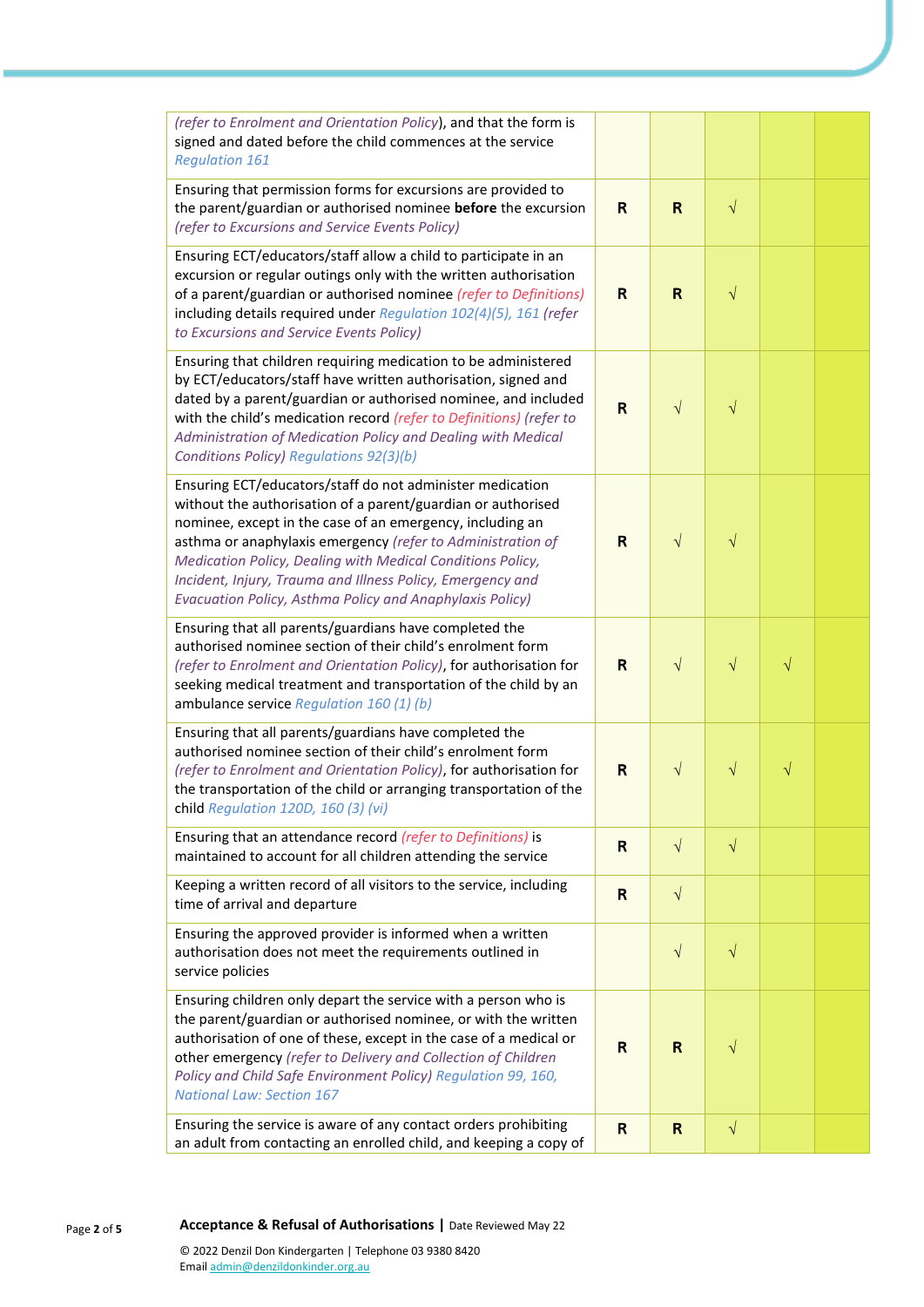| | | | | | |
|---|---|---|---|---|---|
| *(refer to Enrolment and Orientation Policy)*, and that the form is signed and dated before the child commences at the service *Regulation 161* | | | | | |
| Ensuring that permission forms for excursions are provided to the parent/guardian or authorised nominee **before** the excursion *(refer to Excursions and Service Events Policy)* | R | R | √ | | |
| Ensuring ECT/educators/staff allow a child to participate in an excursion or regular outings only with the written authorisation of a parent/guardian or authorised nominee *(refer to Definitions)* including details required under *Regulation 102(4)(5), 161 (refer to Excursions and Service Events Policy)* | R | R | √ | | |
| Ensuring that children requiring medication to be administered by ECT/educators/staff have written authorisation, signed and dated by a parent/guardian or authorised nominee, and included with the child's medication record *(refer to Definitions) (refer to Administration of Medication Policy and Dealing with Medical Conditions Policy) Regulations 92(3)(b)* | R | √ | √ | | |
| Ensuring ECT/educators/staff do not administer medication without the authorisation of a parent/guardian or authorised nominee, except in the case of an emergency, including an asthma or anaphylaxis emergency *(refer to Administration of Medication Policy, Dealing with Medical Conditions Policy, Incident, Injury, Trauma and Illness Policy, Emergency and Evacuation Policy, Asthma Policy and Anaphylaxis Policy)* | R | √ | √ | | |
| Ensuring that all parents/guardians have completed the authorised nominee section of their child's enrolment form *(refer to Enrolment and Orientation Policy)*, for authorisation for seeking medical treatment and transportation of the child by an ambulance service *Regulation 160 (1) (b)* | R | √ | √ | √ | |
| Ensuring that all parents/guardians have completed the authorised nominee section of their child's enrolment form *(refer to Enrolment and Orientation Policy)*, for authorisation for the transportation of the child or arranging transportation of the child *Regulation 120D, 160 (3) (vi)* | R | √ | √ | √ | |
| Ensuring that an attendance record *(refer to Definitions)* is maintained to account for all children attending the service | R | √ | √ | | |
| Keeping a written record of all visitors to the service, including time of arrival and departure | R | √ | | | |
| Ensuring the approved provider is informed when a written authorisation does not meet the requirements outlined in service policies | | √ | √ | | |
| Ensuring children only depart the service with a person who is the parent/guardian or authorised nominee, or with the written authorisation of one of these, except in the case of a medical or other emergency *(refer to Delivery and Collection of Children Policy and Child Safe Environment Policy) Regulation 99, 160, National Law: Section 167* | R | R | √ | | |
| Ensuring the service is aware of any contact orders prohibiting an adult from contacting an enrolled child, and keeping a copy of | R | R | √ | | |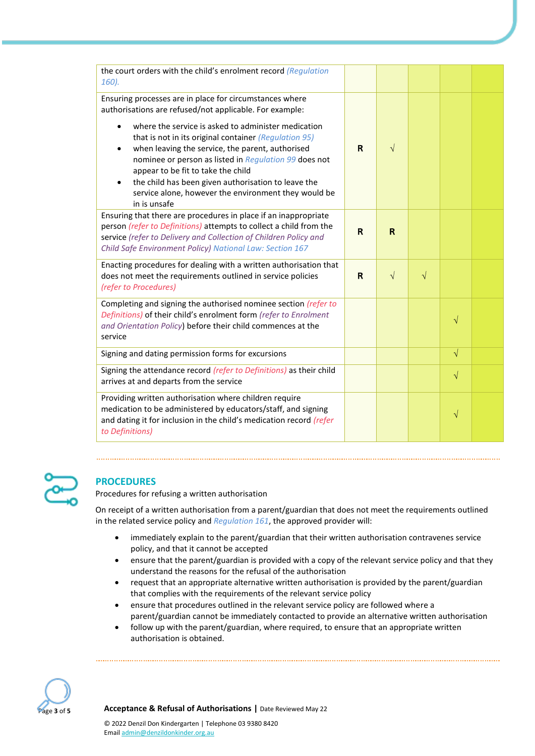| | | | | | |
|---|---|---|---|---|---|
| the court orders with the child's enrolment record *(Regulation 160).* | | | | | |
| Ensuring processes are in place for circumstances where authorisations are refused/not applicable. For example:<br>• where the service is asked to administer medication that is not in its original container *(Regulation 95)*<br>• when leaving the service, the parent, authorised nominee or person as listed in *Regulation 99* does not appear to be fit to take the child<br>• the child has been given authorisation to leave the service alone, however the environment they would be in is unsafe | **R** | √ | | | |
| Ensuring that there are procedures in place if an inappropriate person *(refer to Definitions)* attempts to collect a child from the service *(refer to Delivery and Collection of Children Policy and Child Safe Environment Policy) National Law: Section 167* | **R** | **R** | | | |
| Enacting procedures for dealing with a written authorisation that does not meet the requirements outlined in service policies *(refer to Procedures)* | **R** | √ | √ | | |
| Completing and signing the authorised nominee section *(refer to Definitions)* of their child's enrolment form *(refer to Enrolment and Orientation Policy)* before their child commences at the service | | | | √ | |
| Signing and dating permission forms for excursions | | | | √ | |
| Signing the attendance record *(refer to Definitions)* as their child arrives at and departs from the service | | | | √ | |
| Providing written authorisation where children require medication to be administered by educators/staff, and signing and dating it for inclusion in the child's medication record *(refer to Definitions)* | | | | √ | |

## PROCEDURES

Procedures for refusing a written authorisation

On receipt of a written authorisation from a parent/guardian that does not meet the requirements outlined in the related service policy and *Regulation 161*, the approved provider will:

- immediately explain to the parent/guardian that their written authorisation contravenes service policy, and that it cannot be accepted
- ensure that the parent/guardian is provided with a copy of the relevant service policy and that they understand the reasons for the refusal of the authorisation
- request that an appropriate alternative written authorisation is provided by the parent/guardian that complies with the requirements of the relevant service policy
- ensure that procedures outlined in the relevant service policy are followed where a parent/guardian cannot be immediately contacted to provide an alternative written authorisation
- follow up with the parent/guardian, where required, to ensure that an appropriate written authorisation is obtained.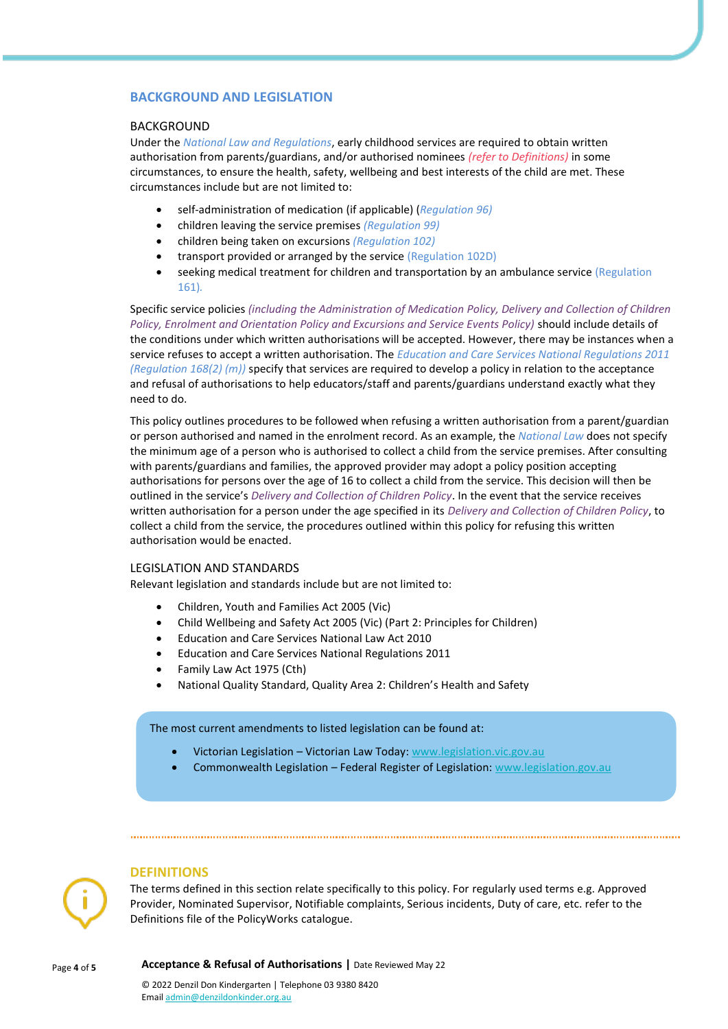## BACKGROUND AND LEGISLATION

### BACKGROUND

Under the *National Law and Regulations*, early childhood services are required to obtain written authorisation from parents/guardians, and/or authorised nominees *(refer to Definitions)* in some circumstances, to ensure the health, safety, wellbeing and best interests of the child are met. These circumstances include but are not limited to:

- self-administration of medication (if applicable) (*Regulation 96)*
- children leaving the service premises *(Regulation 99)*
- children being taken on excursions *(Regulation 102)*
- transport provided or arranged by the service (Regulation 102D)
- seeking medical treatment for children and transportation by an ambulance service (Regulation 161).

Specific service policies *(including the Administration of Medication Policy, Delivery and Collection of Children Policy, Enrolment and Orientation Policy and Excursions and Service Events Policy)* should include details of the conditions under which written authorisations will be accepted. However, there may be instances when a service refuses to accept a written authorisation. The *Education and Care Services National Regulations 2011 (Regulation 168(2) (m))* specify that services are required to develop a policy in relation to the acceptance and refusal of authorisations to help educators/staff and parents/guardians understand exactly what they need to do.

This policy outlines procedures to be followed when refusing a written authorisation from a parent/guardian or person authorised and named in the enrolment record. As an example, the *National Law* does not specify the minimum age of a person who is authorised to collect a child from the service premises. After consulting with parents/guardians and families, the approved provider may adopt a policy position accepting authorisations for persons over the age of 16 to collect a child from the service. This decision will then be outlined in the service's *Delivery and Collection of Children Policy*. In the event that the service receives written authorisation for a person under the age specified in its *Delivery and Collection of Children Policy*, to collect a child from the service, the procedures outlined within this policy for refusing this written authorisation would be enacted.

### LEGISLATION AND STANDARDS

Relevant legislation and standards include but are not limited to:

- Children, Youth and Families Act 2005 (Vic)
- Child Wellbeing and Safety Act 2005 (Vic) (Part 2: Principles for Children)
- Education and Care Services National Law Act 2010
- Education and Care Services National Regulations 2011
- Family Law Act 1975 (Cth)
- National Quality Standard, Quality Area 2: Children's Health and Safety

The most current amendments to listed legislation can be found at:

- Victorian Legislation – Victorian Law Today: www.legislation.vic.gov.au
- Commonwealth Legislation – Federal Register of Legislation: www.legislation.gov.au

## DEFINITIONS

The terms defined in this section relate specifically to this policy. For regularly used terms e.g. Approved Provider, Nominated Supervisor, Notifiable complaints, Serious incidents, Duty of care, etc. refer to the Definitions file of the PolicyWorks catalogue.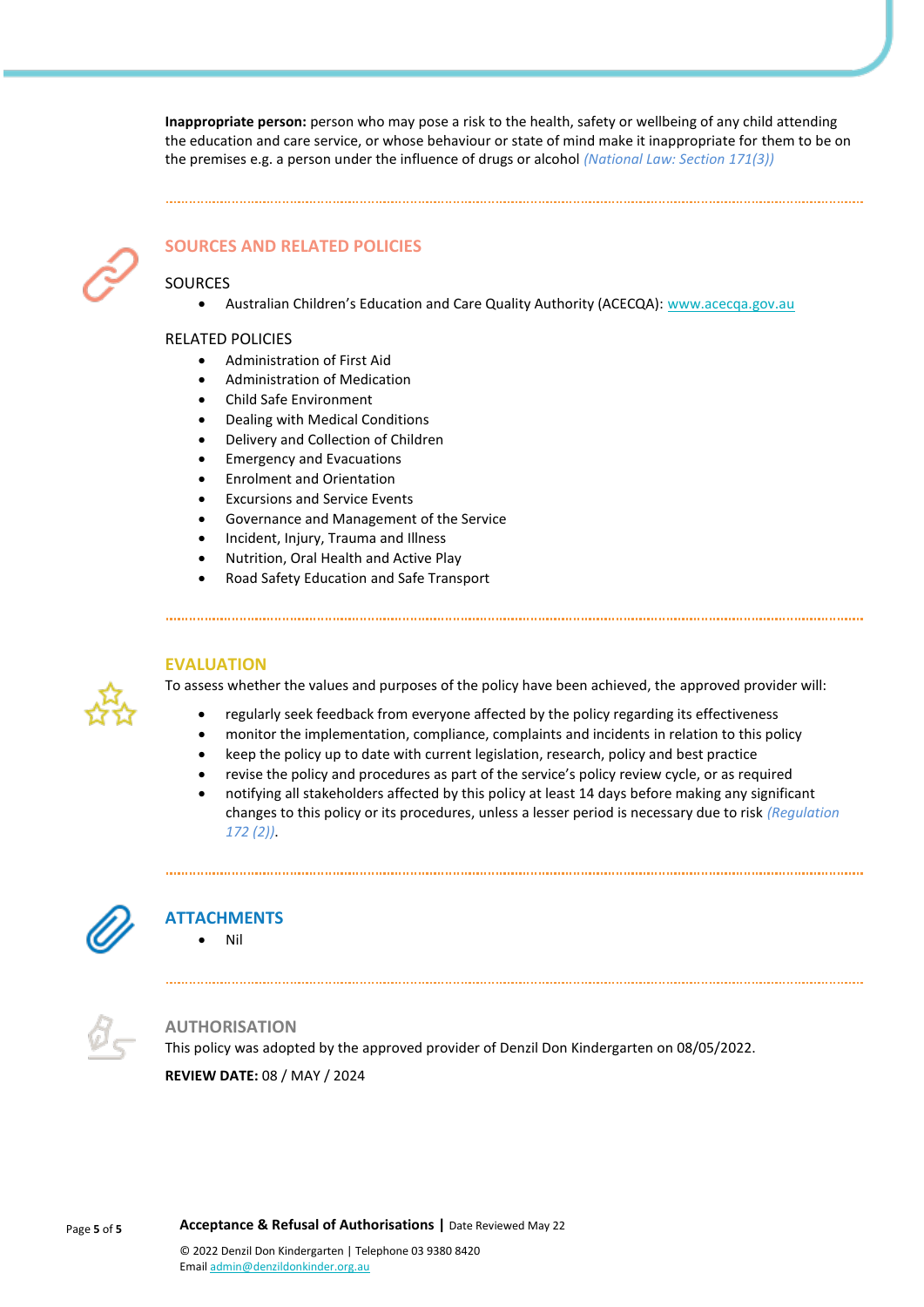**Inappropriate person:** person who may pose a risk to the health, safety or wellbeing of any child attending the education and care service, or whose behaviour or state of mind make it inappropriate for them to be on the premises e.g. a person under the influence of drugs or alcohol *(National Law: Section 171(3))*

## SOURCES AND RELATED POLICIES

### SOURCES

- Australian Children's Education and Care Quality Authority (ACECQA): www.acecqa.gov.au

### RELATED POLICIES

- Administration of First Aid
- Administration of Medication
- Child Safe Environment
- Dealing with Medical Conditions
- Delivery and Collection of Children
- Emergency and Evacuations
- Enrolment and Orientation
- Excursions and Service Events
- Governance and Management of the Service
- Incident, Injury, Trauma and Illness
- Nutrition, Oral Health and Active Play
- Road Safety Education and Safe Transport

## EVALUATION

To assess whether the values and purposes of the policy have been achieved, the approved provider will:

- regularly seek feedback from everyone affected by the policy regarding its effectiveness
- monitor the implementation, compliance, complaints and incidents in relation to this policy
- keep the policy up to date with current legislation, research, policy and best practice
- revise the policy and procedures as part of the service's policy review cycle, or as required
- notifying all stakeholders affected by this policy at least 14 days before making any significant changes to this policy or its procedures, unless a lesser period is necessary due to risk *(Regulation 172 (2))*.

## ATTACHMENTS

- Nil

## AUTHORISATION

This policy was adopted by the approved provider of Denzil Don Kindergarten on 08/05/2022.

**REVIEW DATE:** 08 / MAY / 2024